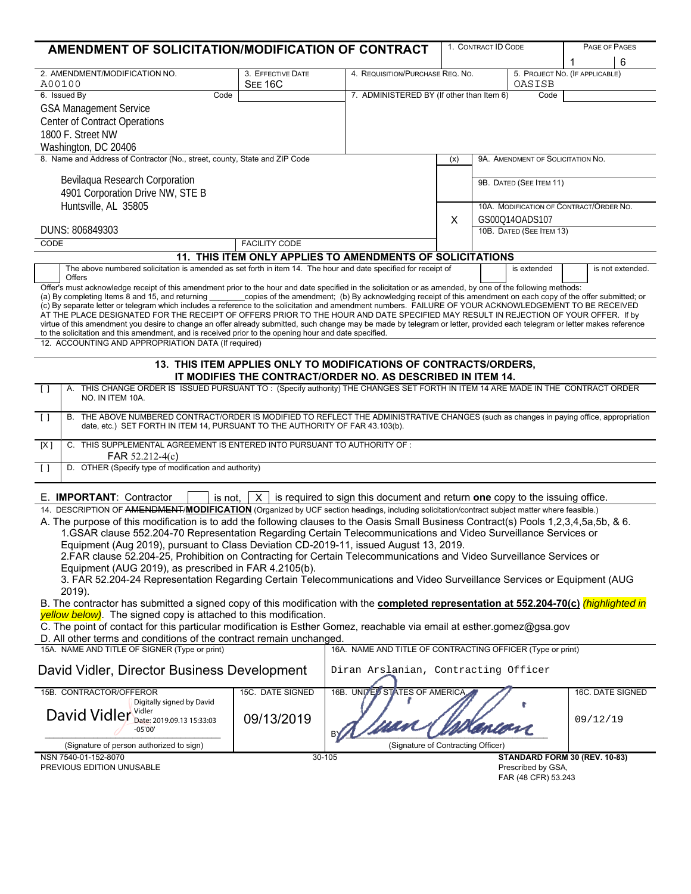# AMENDMENT OF SOLICITATION/MODIFICATION OF CONTRACT

| 1. CONTRACT ID CODE | PAGE OF PAGES |
|---|---|
| | 1 / 6 |

| 2. AMENDMENT/MODIFICATION NO. | 3. EFFECTIVE DATE | 4. REQUISITION/PURCHASE REQ. NO. | 5. PROJECT NO. (IF APPLICABLE) |
|---|---|---|---|
| A00100 | SEE 16C | | OASISB |

**6. Issued By** Code

GSA Management Service
Center of Contract Operations
1800 F. Street NW
Washington, DC 20406

**7. ADMINISTERED BY** (If other than Item 6) Code

**8. Name and Address of Contractor** (No., street, county, State and ZIP Code

Bevilaqua Research Corporation
4901 Corporation Drive NW, STE B
Huntsville, AL 35805

DUNS: 806849303

CODE | FACILITY CODE

| (x) | |
|---|---|
| | 9A. AMENDMENT OF SOLICITATION NO. |
| | 9B. DATED (SEE ITEM 11) |
| X | 10A. MODIFICATION OF CONTRACT/ORDER NO. GS00Q14OADS107 |
| | 10B. DATED (SEE ITEM 13) |

## 11. THIS ITEM ONLY APPLIES TO AMENDMENTS OF SOLICITATIONS

[ ] The above numbered solicitation is amended as set forth in item 14. The hour and date specified for receipt of Offers [ ] is extended [ ] is not extended.

Offer's must acknowledge receipt of this amendment prior to the hour and date specified in the solicitation or as amended, by one of the following methods: (a) By completing Items 8 and 15, and returning ________copies of the amendment; (b) By acknowledging receipt of this amendment on each copy of the offer submitted; or (c) By separate letter or telegram which includes a reference to the solicitation and amendment numbers. FAILURE OF YOUR ACKNOWLEDGEMENT TO BE RECEIVED AT THE PLACE DESIGNATED FOR THE RECEIPT OF OFFERS PRIOR TO THE HOUR AND DATE SPECIFIED MAY RESULT IN REJECTION OF YOUR OFFER. If by virtue of this amendment you desire to change an offer already submitted, such change may be made by telegram or letter, provided each telegram or letter makes reference to the solicitation and this amendment, and is received prior to the opening hour and date specified.

12. ACCOUNTING AND APPROPRIATION DATA (If required)

## 13. THIS ITEM APPLIES ONLY TO MODIFICATIONS OF CONTRACTS/ORDERS, IT MODIFIES THE CONTRACT/ORDER NO. AS DESCRIBED IN ITEM 14.

[ ] A. THIS CHANGE ORDER IS ISSUED PURSUANT TO : (Specify authority) THE CHANGES SET FORTH IN ITEM 14 ARE MADE IN THE CONTRACT ORDER NO. IN ITEM 10A.

[ ] B. THE ABOVE NUMBERED CONTRACT/ORDER IS MODIFIED TO REFLECT THE ADMINISTRATIVE CHANGES (such as changes in paying office, appropriation date, etc.) SET FORTH IN ITEM 14, PURSUANT TO THE AUTHORITY OF FAR 43.103(b).

[X] C. THIS SUPPLEMENTAL AGREEMENT IS ENTERED INTO PURSUANT TO AUTHORITY OF : FAR 52.212-4(c)

[ ] D. OTHER (Specify type of modification and authority)

E. **IMPORTANT**: Contractor [ ] is not, [X] is required to sign this document and return **one** copy to the issuing office.

14. DESCRIPTION OF ~~AMENDMENT~~/**MODIFICATION** (Organized by UCF section headings, including solicitation/contract subject matter where feasible.)

A. The purpose of this modification is to add the following clauses to the Oasis Small Business Contract(s) Pools 1,2,3,4,5a,5b, & 6.
1.GSAR clause 552.204-70 Representation Regarding Certain Telecommunications and Video Surveillance Services or Equipment (Aug 2019), pursuant to Class Deviation CD-2019-11, issued August 13, 2019.
2.FAR clause 52.204-25, Prohibition on Contracting for Certain Telecommunications and Video Surveillance Services or Equipment (AUG 2019), as prescribed in FAR 4.2105(b).
3. FAR 52.204-24 Representation Regarding Certain Telecommunications and Video Surveillance Services or Equipment (AUG 2019).

B. The contractor has submitted a signed copy of this modification with the **completed representation at 552.204-70(c)** *(highlighted in yellow below)*. The signed copy is attached to this modification.

C. The point of contact for this particular modification is Esther Gomez, reachable via email at esther.gomez@gsa.gov

D. All other terms and conditions of the contract remain unchanged.

| 15A. NAME AND TITLE OF SIGNER (Type or print) | | 16A. NAME AND TITLE OF CONTRACTING OFFICER (Type or print) | |
|---|---|---|---|
| David Vidler, Director Business Development | | Diran Arslanian, Contracting Officer | |
| 15B. CONTRACTOR/OFFEROR | 15C. DATE SIGNED | 16B. UNITED STATES OF AMERICA | 16C. DATE SIGNED |
| David Vidler (Digitally signed by David Vidler Date: 2019.09.13 15:33:03 -05'00') | 09/13/2019 | BY [signature] | 09/12/19 |
| (Signature of person authorized to sign) | | (Signature of Contracting Officer) | |

NSN 7540-01-152-8070
PREVIOUS EDITION UNUSABLE
30-105
**STANDARD FORM 30 (REV. 10-83)**
Prescribed by GSA,
FAR (48 CFR) 53.243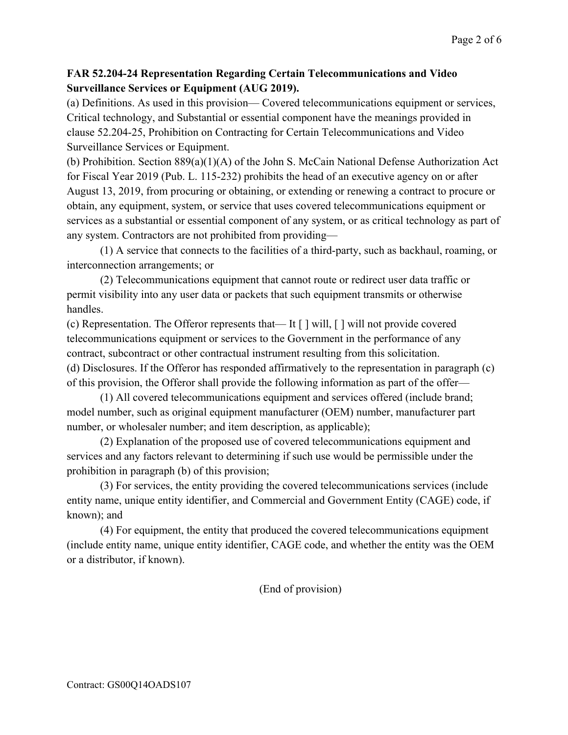**FAR 52.204-24 Representation Regarding Certain Telecommunications and Video Surveillance Services or Equipment (AUG 2019).**

(a) Definitions. As used in this provision— Covered telecommunications equipment or services, Critical technology, and Substantial or essential component have the meanings provided in clause 52.204-25, Prohibition on Contracting for Certain Telecommunications and Video Surveillance Services or Equipment.

(b) Prohibition. Section 889(a)(1)(A) of the John S. McCain National Defense Authorization Act for Fiscal Year 2019 (Pub. L. 115-232) prohibits the head of an executive agency on or after August 13, 2019, from procuring or obtaining, or extending or renewing a contract to procure or obtain, any equipment, system, or service that uses covered telecommunications equipment or services as a substantial or essential component of any system, or as critical technology as part of any system. Contractors are not prohibited from providing—

(1) A service that connects to the facilities of a third-party, such as backhaul, roaming, or interconnection arrangements; or

(2) Telecommunications equipment that cannot route or redirect user data traffic or permit visibility into any user data or packets that such equipment transmits or otherwise handles.

(c) Representation. The Offeror represents that— It [ ] will, [ ] will not provide covered telecommunications equipment or services to the Government in the performance of any contract, subcontract or other contractual instrument resulting from this solicitation.

(d) Disclosures. If the Offeror has responded affirmatively to the representation in paragraph (c) of this provision, the Offeror shall provide the following information as part of the offer—

(1) All covered telecommunications equipment and services offered (include brand; model number, such as original equipment manufacturer (OEM) number, manufacturer part number, or wholesaler number; and item description, as applicable);

(2) Explanation of the proposed use of covered telecommunications equipment and services and any factors relevant to determining if such use would be permissible under the prohibition in paragraph (b) of this provision;

(3) For services, the entity providing the covered telecommunications services (include entity name, unique entity identifier, and Commercial and Government Entity (CAGE) code, if known); and

(4) For equipment, the entity that produced the covered telecommunications equipment (include entity name, unique entity identifier, CAGE code, and whether the entity was the OEM or a distributor, if known).

(End of provision)

Contract: GS00Q14OADS107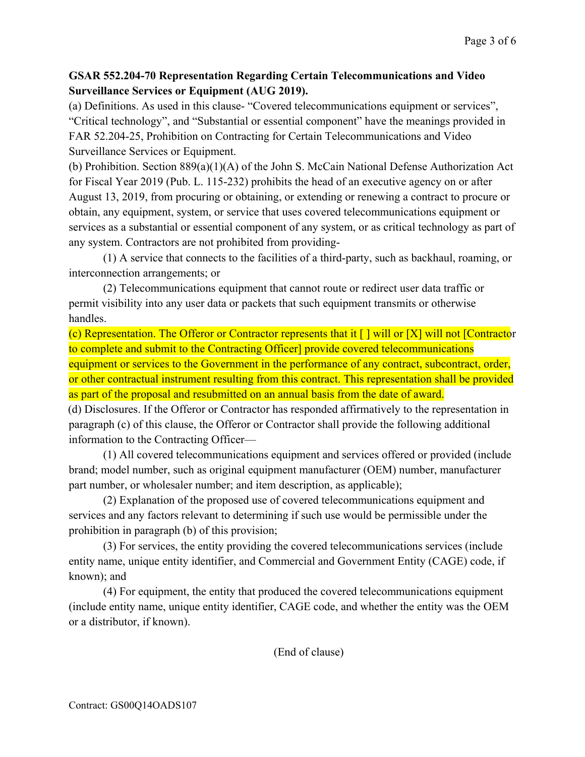**GSAR 552.204-70 Representation Regarding Certain Telecommunications and Video Surveillance Services or Equipment (AUG 2019).**

(a) Definitions. As used in this clause- "Covered telecommunications equipment or services", "Critical technology", and "Substantial or essential component" have the meanings provided in FAR 52.204-25, Prohibition on Contracting for Certain Telecommunications and Video Surveillance Services or Equipment.

(b) Prohibition. Section 889(a)(1)(A) of the John S. McCain National Defense Authorization Act for Fiscal Year 2019 (Pub. L. 115-232) prohibits the head of an executive agency on or after August 13, 2019, from procuring or obtaining, or extending or renewing a contract to procure or obtain, any equipment, system, or service that uses covered telecommunications equipment or services as a substantial or essential component of any system, or as critical technology as part of any system. Contractors are not prohibited from providing-

(1) A service that connects to the facilities of a third-party, such as backhaul, roaming, or interconnection arrangements; or

(2) Telecommunications equipment that cannot route or redirect user data traffic or permit visibility into any user data or packets that such equipment transmits or otherwise handles.

(c) Representation. The Offeror or Contractor represents that it [ ] will or [X] will not [Contractor to complete and submit to the Contracting Officer] provide covered telecommunications equipment or services to the Government in the performance of any contract, subcontract, order, or other contractual instrument resulting from this contract. This representation shall be provided as part of the proposal and resubmitted on an annual basis from the date of award.

(d) Disclosures. If the Offeror or Contractor has responded affirmatively to the representation in paragraph (c) of this clause, the Offeror or Contractor shall provide the following additional information to the Contracting Officer—

(1) All covered telecommunications equipment and services offered or provided (include brand; model number, such as original equipment manufacturer (OEM) number, manufacturer part number, or wholesaler number; and item description, as applicable);

(2) Explanation of the proposed use of covered telecommunications equipment and services and any factors relevant to determining if such use would be permissible under the prohibition in paragraph (b) of this provision;

(3) For services, the entity providing the covered telecommunications services (include entity name, unique entity identifier, and Commercial and Government Entity (CAGE) code, if known); and

(4) For equipment, the entity that produced the covered telecommunications equipment (include entity name, unique entity identifier, CAGE code, and whether the entity was the OEM or a distributor, if known).

(End of clause)

Contract: GS00Q14OADS107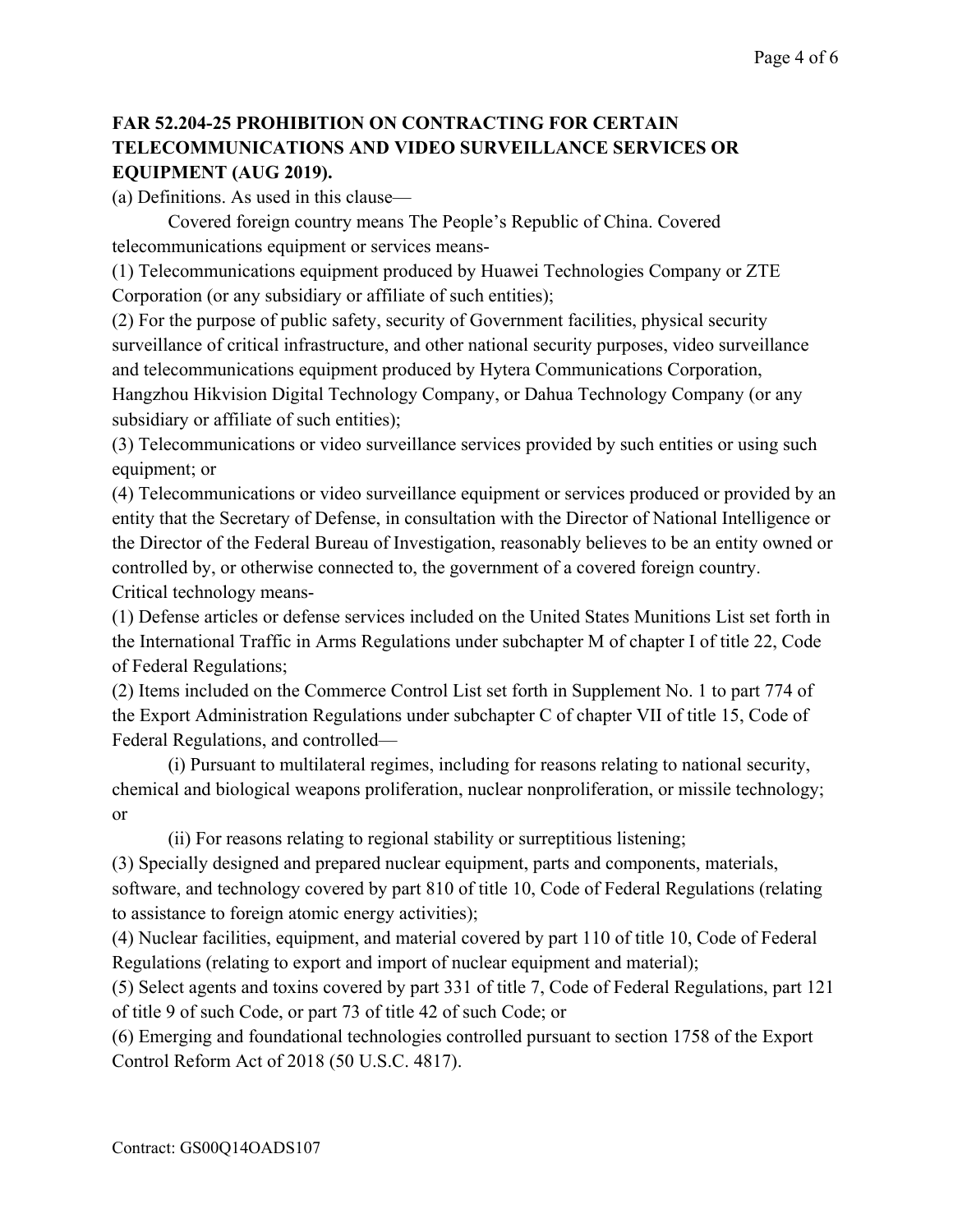**FAR 52.204-25 PROHIBITION ON CONTRACTING FOR CERTAIN TELECOMMUNICATIONS AND VIDEO SURVEILLANCE SERVICES OR EQUIPMENT (AUG 2019).**

(a) Definitions. As used in this clause—

Covered foreign country means The People's Republic of China. Covered telecommunications equipment or services means-

(1) Telecommunications equipment produced by Huawei Technologies Company or ZTE Corporation (or any subsidiary or affiliate of such entities);

(2) For the purpose of public safety, security of Government facilities, physical security surveillance of critical infrastructure, and other national security purposes, video surveillance and telecommunications equipment produced by Hytera Communications Corporation, Hangzhou Hikvision Digital Technology Company, or Dahua Technology Company (or any subsidiary or affiliate of such entities);

(3) Telecommunications or video surveillance services provided by such entities or using such equipment; or

(4) Telecommunications or video surveillance equipment or services produced or provided by an entity that the Secretary of Defense, in consultation with the Director of National Intelligence or the Director of the Federal Bureau of Investigation, reasonably believes to be an entity owned or controlled by, or otherwise connected to, the government of a covered foreign country.

Critical technology means-

(1) Defense articles or defense services included on the United States Munitions List set forth in the International Traffic in Arms Regulations under subchapter M of chapter I of title 22, Code of Federal Regulations;

(2) Items included on the Commerce Control List set forth in Supplement No. 1 to part 774 of the Export Administration Regulations under subchapter C of chapter VII of title 15, Code of Federal Regulations, and controlled—

(i) Pursuant to multilateral regimes, including for reasons relating to national security, chemical and biological weapons proliferation, nuclear nonproliferation, or missile technology; or

(ii) For reasons relating to regional stability or surreptitious listening;

(3) Specially designed and prepared nuclear equipment, parts and components, materials, software, and technology covered by part 810 of title 10, Code of Federal Regulations (relating to assistance to foreign atomic energy activities);

(4) Nuclear facilities, equipment, and material covered by part 110 of title 10, Code of Federal Regulations (relating to export and import of nuclear equipment and material);

(5) Select agents and toxins covered by part 331 of title 7, Code of Federal Regulations, part 121 of title 9 of such Code, or part 73 of title 42 of such Code; or

(6) Emerging and foundational technologies controlled pursuant to section 1758 of the Export Control Reform Act of 2018 (50 U.S.C. 4817).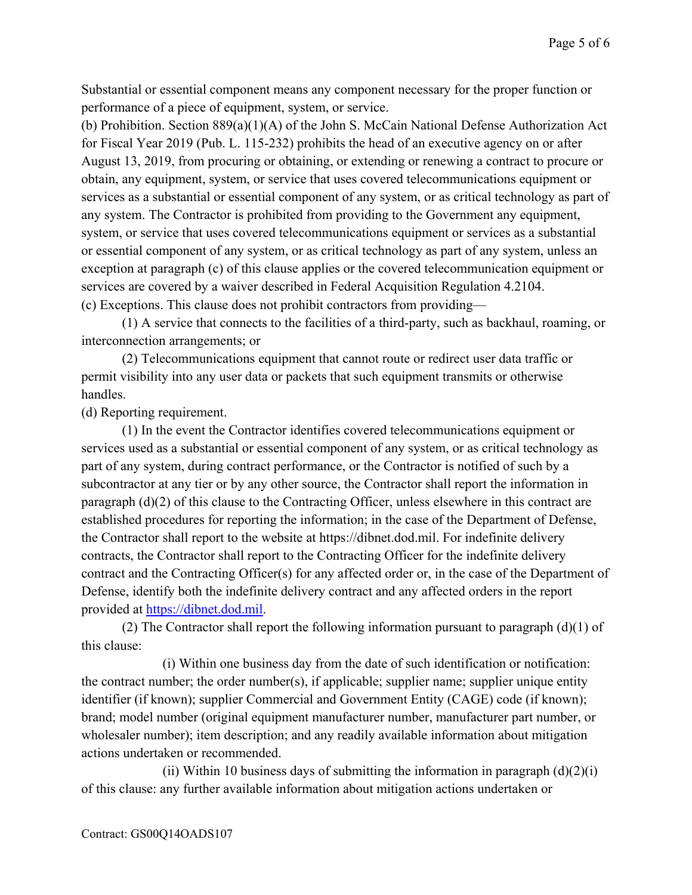Substantial or essential component means any component necessary for the proper function or performance of a piece of equipment, system, or service.

(b) Prohibition. Section 889(a)(1)(A) of the John S. McCain National Defense Authorization Act for Fiscal Year 2019 (Pub. L. 115-232) prohibits the head of an executive agency on or after August 13, 2019, from procuring or obtaining, or extending or renewing a contract to procure or obtain, any equipment, system, or service that uses covered telecommunications equipment or services as a substantial or essential component of any system, or as critical technology as part of any system. The Contractor is prohibited from providing to the Government any equipment, system, or service that uses covered telecommunications equipment or services as a substantial or essential component of any system, or as critical technology as part of any system, unless an exception at paragraph (c) of this clause applies or the covered telecommunication equipment or services are covered by a waiver described in Federal Acquisition Regulation 4.2104.

(c) Exceptions. This clause does not prohibit contractors from providing—

(1) A service that connects to the facilities of a third-party, such as backhaul, roaming, or interconnection arrangements; or

(2) Telecommunications equipment that cannot route or redirect user data traffic or permit visibility into any user data or packets that such equipment transmits or otherwise handles.

(d) Reporting requirement.

(1) In the event the Contractor identifies covered telecommunications equipment or services used as a substantial or essential component of any system, or as critical technology as part of any system, during contract performance, or the Contractor is notified of such by a subcontractor at any tier or by any other source, the Contractor shall report the information in paragraph (d)(2) of this clause to the Contracting Officer, unless elsewhere in this contract are established procedures for reporting the information; in the case of the Department of Defense, the Contractor shall report to the website at https://dibnet.dod.mil. For indefinite delivery contracts, the Contractor shall report to the Contracting Officer for the indefinite delivery contract and the Contracting Officer(s) for any affected order or, in the case of the Department of Defense, identify both the indefinite delivery contract and any affected orders in the report provided at https://dibnet.dod.mil.

(2) The Contractor shall report the following information pursuant to paragraph (d)(1) of this clause:

(i) Within one business day from the date of such identification or notification: the contract number; the order number(s), if applicable; supplier name; supplier unique entity identifier (if known); supplier Commercial and Government Entity (CAGE) code (if known); brand; model number (original equipment manufacturer number, manufacturer part number, or wholesaler number); item description; and any readily available information about mitigation actions undertaken or recommended.

(ii) Within 10 business days of submitting the information in paragraph (d)(2)(i) of this clause: any further available information about mitigation actions undertaken or

Contract: GS00Q14OADS107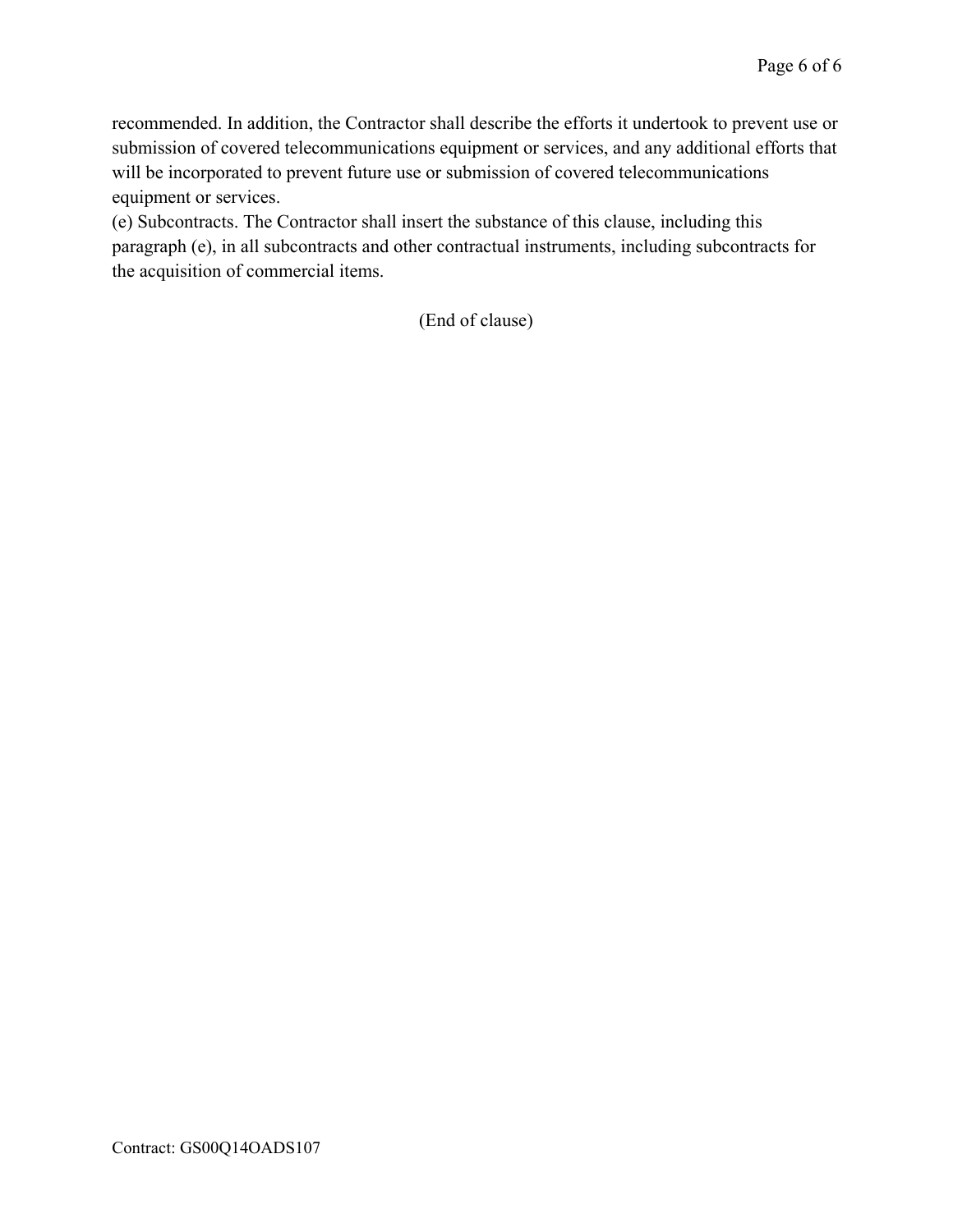recommended. In addition, the Contractor shall describe the efforts it undertook to prevent use or submission of covered telecommunications equipment or services, and any additional efforts that will be incorporated to prevent future use or submission of covered telecommunications equipment or services.

(e) Subcontracts. The Contractor shall insert the substance of this clause, including this paragraph (e), in all subcontracts and other contractual instruments, including subcontracts for the acquisition of commercial items.

(End of clause)